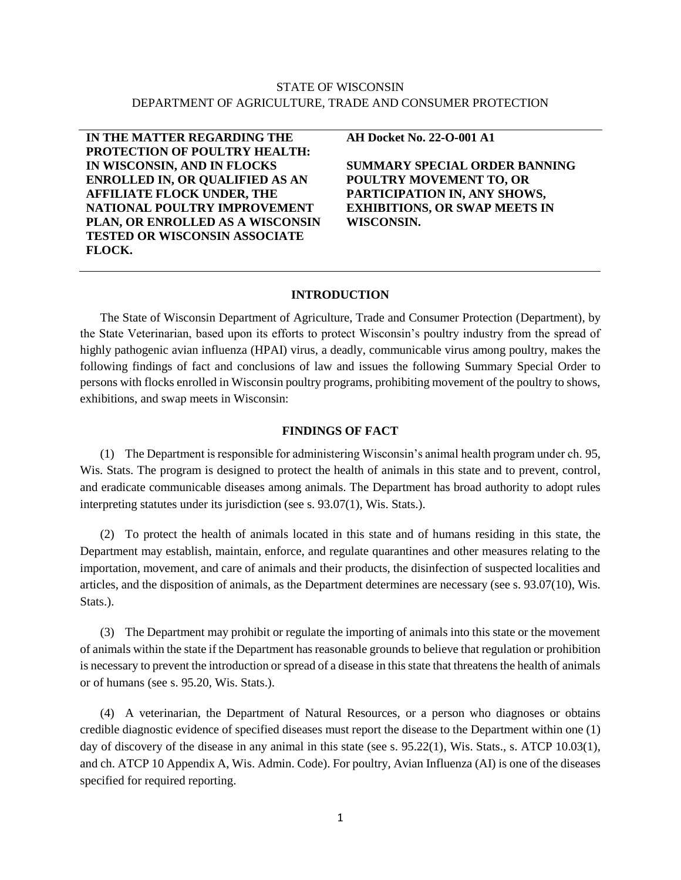STATE OF WISCONSIN
DEPARTMENT OF AGRICULTURE, TRADE AND CONSUMER PROTECTION

| | |
|---|---|
| **IN THE MATTER REGARDING THE PROTECTION OF POULTRY HEALTH: IN WISCONSIN, AND IN FLOCKS ENROLLED IN, OR QUALIFIED AS AN AFFILIATE FLOCK UNDER, THE NATIONAL POULTRY IMPROVEMENT PLAN, OR ENROLLED AS A WISCONSIN TESTED OR WISCONSIN ASSOCIATE FLOCK.** | **AH Docket No. 22-O-001 A1**<br><br>**SUMMARY SPECIAL ORDER BANNING POULTRY MOVEMENT TO, OR PARTICIPATION IN, ANY SHOWS, EXHIBITIONS, OR SWAP MEETS IN WISCONSIN.** |

## INTRODUCTION

The State of Wisconsin Department of Agriculture, Trade and Consumer Protection (Department), by the State Veterinarian, based upon its efforts to protect Wisconsin's poultry industry from the spread of highly pathogenic avian influenza (HPAI) virus, a deadly, communicable virus among poultry, makes the following findings of fact and conclusions of law and issues the following Summary Special Order to persons with flocks enrolled in Wisconsin poultry programs, prohibiting movement of the poultry to shows, exhibitions, and swap meets in Wisconsin:

## FINDINGS OF FACT

(1) The Department is responsible for administering Wisconsin's animal health program under ch. 95, Wis. Stats. The program is designed to protect the health of animals in this state and to prevent, control, and eradicate communicable diseases among animals. The Department has broad authority to adopt rules interpreting statutes under its jurisdiction (see s. 93.07(1), Wis. Stats.).

(2) To protect the health of animals located in this state and of humans residing in this state, the Department may establish, maintain, enforce, and regulate quarantines and other measures relating to the importation, movement, and care of animals and their products, the disinfection of suspected localities and articles, and the disposition of animals, as the Department determines are necessary (see s. 93.07(10), Wis. Stats.).

(3) The Department may prohibit or regulate the importing of animals into this state or the movement of animals within the state if the Department has reasonable grounds to believe that regulation or prohibition is necessary to prevent the introduction or spread of a disease in this state that threatens the health of animals or of humans (see s. 95.20, Wis. Stats.).

(4) A veterinarian, the Department of Natural Resources, or a person who diagnoses or obtains credible diagnostic evidence of specified diseases must report the disease to the Department within one (1) day of discovery of the disease in any animal in this state (see s. 95.22(1), Wis. Stats., s. ATCP 10.03(1), and ch. ATCP 10 Appendix A, Wis. Admin. Code). For poultry, Avian Influenza (AI) is one of the diseases specified for required reporting.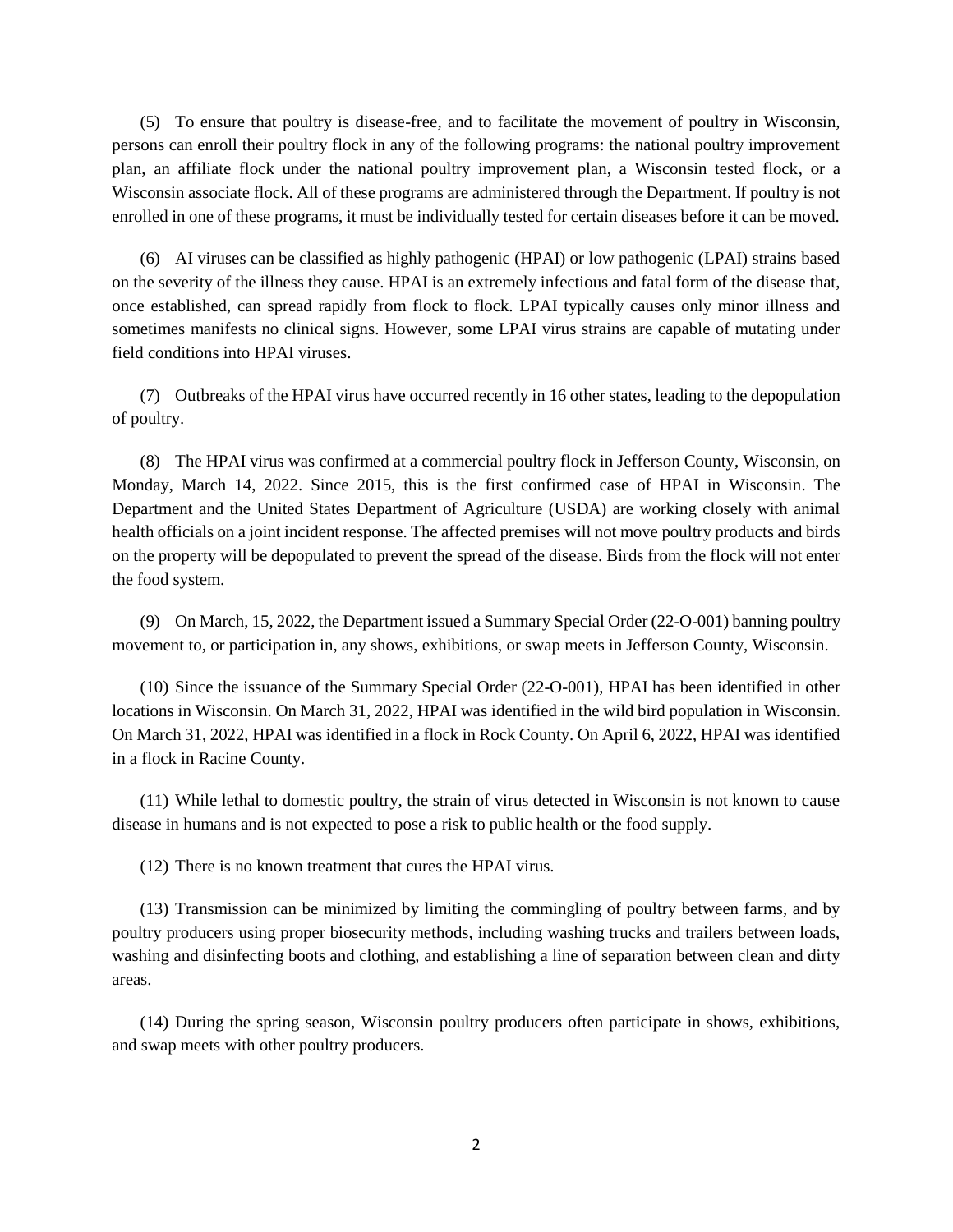(5) To ensure that poultry is disease-free, and to facilitate the movement of poultry in Wisconsin, persons can enroll their poultry flock in any of the following programs: the national poultry improvement plan, an affiliate flock under the national poultry improvement plan, a Wisconsin tested flock, or a Wisconsin associate flock. All of these programs are administered through the Department. If poultry is not enrolled in one of these programs, it must be individually tested for certain diseases before it can be moved.

(6) AI viruses can be classified as highly pathogenic (HPAI) or low pathogenic (LPAI) strains based on the severity of the illness they cause. HPAI is an extremely infectious and fatal form of the disease that, once established, can spread rapidly from flock to flock. LPAI typically causes only minor illness and sometimes manifests no clinical signs. However, some LPAI virus strains are capable of mutating under field conditions into HPAI viruses.

(7) Outbreaks of the HPAI virus have occurred recently in 16 other states, leading to the depopulation of poultry.

(8) The HPAI virus was confirmed at a commercial poultry flock in Jefferson County, Wisconsin, on Monday, March 14, 2022. Since 2015, this is the first confirmed case of HPAI in Wisconsin. The Department and the United States Department of Agriculture (USDA) are working closely with animal health officials on a joint incident response. The affected premises will not move poultry products and birds on the property will be depopulated to prevent the spread of the disease. Birds from the flock will not enter the food system.

(9) On March, 15, 2022, the Department issued a Summary Special Order (22-O-001) banning poultry movement to, or participation in, any shows, exhibitions, or swap meets in Jefferson County, Wisconsin.

(10) Since the issuance of the Summary Special Order (22-O-001), HPAI has been identified in other locations in Wisconsin. On March 31, 2022, HPAI was identified in the wild bird population in Wisconsin. On March 31, 2022, HPAI was identified in a flock in Rock County. On April 6, 2022, HPAI was identified in a flock in Racine County.

(11) While lethal to domestic poultry, the strain of virus detected in Wisconsin is not known to cause disease in humans and is not expected to pose a risk to public health or the food supply.

(12) There is no known treatment that cures the HPAI virus.

(13) Transmission can be minimized by limiting the commingling of poultry between farms, and by poultry producers using proper biosecurity methods, including washing trucks and trailers between loads, washing and disinfecting boots and clothing, and establishing a line of separation between clean and dirty areas.

(14) During the spring season, Wisconsin poultry producers often participate in shows, exhibitions, and swap meets with other poultry producers.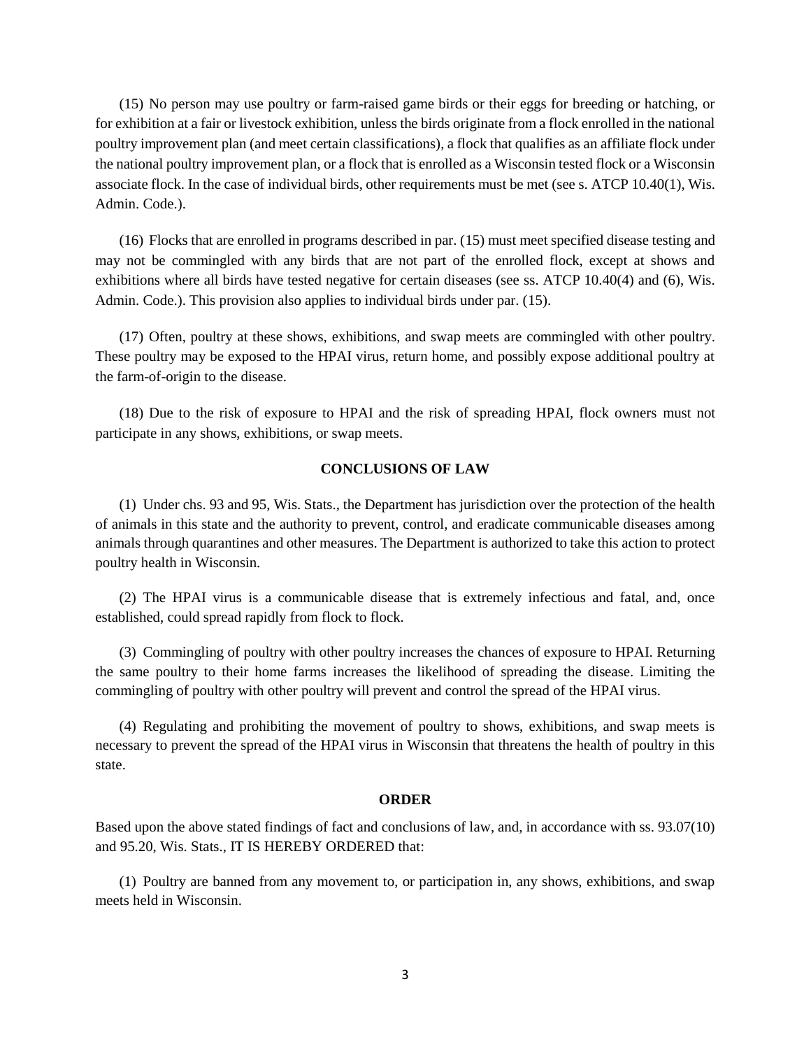(15) No person may use poultry or farm-raised game birds or their eggs for breeding or hatching, or for exhibition at a fair or livestock exhibition, unless the birds originate from a flock enrolled in the national poultry improvement plan (and meet certain classifications), a flock that qualifies as an affiliate flock under the national poultry improvement plan, or a flock that is enrolled as a Wisconsin tested flock or a Wisconsin associate flock. In the case of individual birds, other requirements must be met (see s. ATCP 10.40(1), Wis. Admin. Code.).

(16) Flocks that are enrolled in programs described in par. (15) must meet specified disease testing and may not be commingled with any birds that are not part of the enrolled flock, except at shows and exhibitions where all birds have tested negative for certain diseases (see ss. ATCP 10.40(4) and (6), Wis. Admin. Code.). This provision also applies to individual birds under par. (15).

(17) Often, poultry at these shows, exhibitions, and swap meets are commingled with other poultry. These poultry may be exposed to the HPAI virus, return home, and possibly expose additional poultry at the farm-of-origin to the disease.

(18) Due to the risk of exposure to HPAI and the risk of spreading HPAI, flock owners must not participate in any shows, exhibitions, or swap meets.

## CONCLUSIONS OF LAW

(1) Under chs. 93 and 95, Wis. Stats., the Department has jurisdiction over the protection of the health of animals in this state and the authority to prevent, control, and eradicate communicable diseases among animals through quarantines and other measures. The Department is authorized to take this action to protect poultry health in Wisconsin.

(2) The HPAI virus is a communicable disease that is extremely infectious and fatal, and, once established, could spread rapidly from flock to flock.

(3) Commingling of poultry with other poultry increases the chances of exposure to HPAI. Returning the same poultry to their home farms increases the likelihood of spreading the disease. Limiting the commingling of poultry with other poultry will prevent and control the spread of the HPAI virus.

(4) Regulating and prohibiting the movement of poultry to shows, exhibitions, and swap meets is necessary to prevent the spread of the HPAI virus in Wisconsin that threatens the health of poultry in this state.

## ORDER

Based upon the above stated findings of fact and conclusions of law, and, in accordance with ss. 93.07(10) and 95.20, Wis. Stats., IT IS HEREBY ORDERED that:

(1) Poultry are banned from any movement to, or participation in, any shows, exhibitions, and swap meets held in Wisconsin.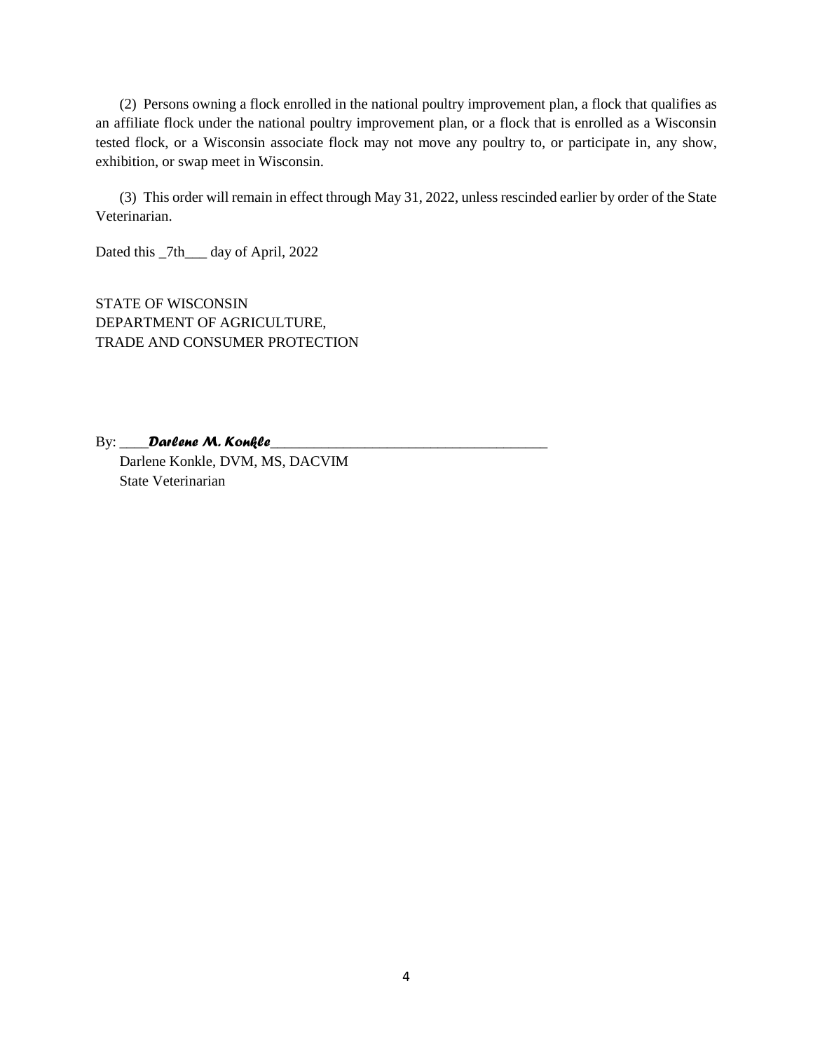(2) Persons owning a flock enrolled in the national poultry improvement plan, a flock that qualifies as an affiliate flock under the national poultry improvement plan, or a flock that is enrolled as a Wisconsin tested flock, or a Wisconsin associate flock may not move any poultry to, or participate in, any show, exhibition, or swap meet in Wisconsin.

(3) This order will remain in effect through May 31, 2022, unless rescinded earlier by order of the State Veterinarian.

Dated this _7th___ day of April, 2022

STATE OF WISCONSIN
DEPARTMENT OF AGRICULTURE,
TRADE AND CONSUMER PROTECTION

By: ____***Darlene M. Konkle***______________________________________

Darlene Konkle, DVM, MS, DACVIM
State Veterinarian